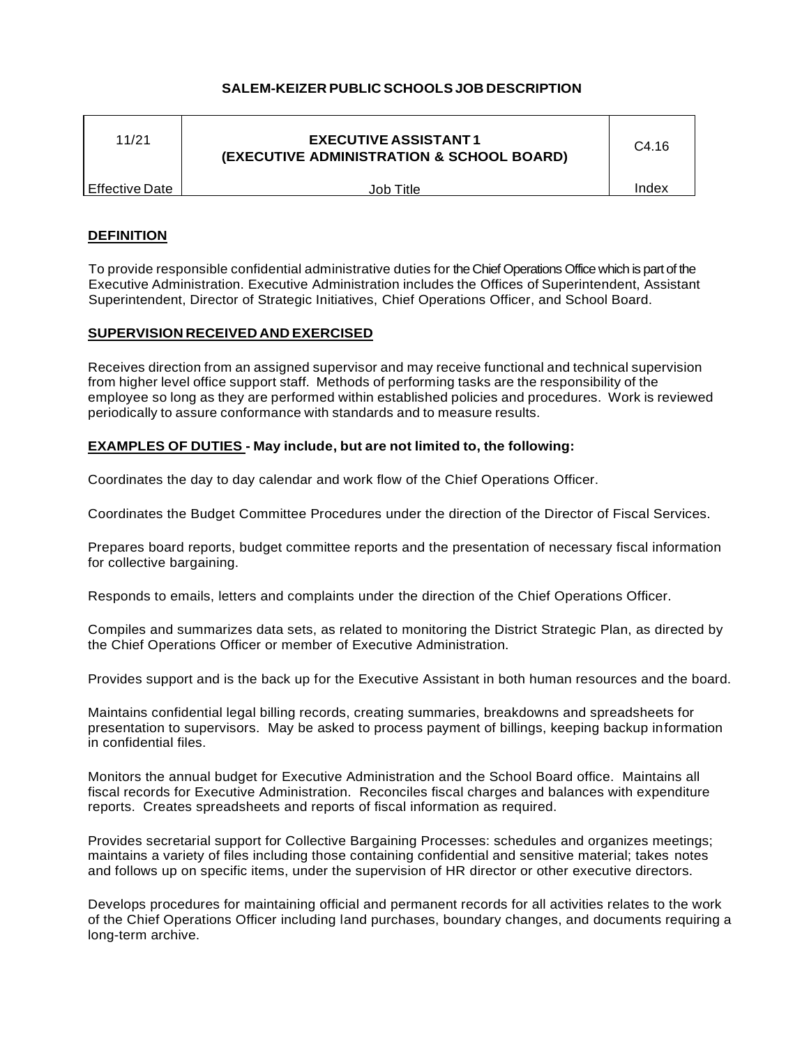**SALEM-KEIZER PUBLIC SCHOOLS JOB DESCRIPTION**

| 11/21 | **EXECUTIVE ASSISTANT 1 (EXECUTIVE ADMINISTRATION & SCHOOL BOARD)** | C4.16 |
|---|---|---|
| Effective Date | Job Title | Index |

## DEFINITION

To provide responsible confidential administrative duties for the Chief Operations Office which is part of the Executive Administration. Executive Administration includes the Offices of Superintendent, Assistant Superintendent, Director of Strategic Initiatives, Chief Operations Officer, and School Board.

## SUPERVISION RECEIVED AND EXERCISED

Receives direction from an assigned supervisor and may receive functional and technical supervision from higher level office support staff. Methods of performing tasks are the responsibility of the employee so long as they are performed within established policies and procedures. Work is reviewed periodically to assure conformance with standards and to measure results.

## EXAMPLES OF DUTIES - May include, but are not limited to, the following:

Coordinates the day to day calendar and work flow of the Chief Operations Officer.

Coordinates the Budget Committee Procedures under the direction of the Director of Fiscal Services.

Prepares board reports, budget committee reports and the presentation of necessary fiscal information for collective bargaining.

Responds to emails, letters and complaints under the direction of the Chief Operations Officer.

Compiles and summarizes data sets, as related to monitoring the District Strategic Plan, as directed by the Chief Operations Officer or member of Executive Administration.

Provides support and is the back up for the Executive Assistant in both human resources and the board.

Maintains confidential legal billing records, creating summaries, breakdowns and spreadsheets for presentation to supervisors. May be asked to process payment of billings, keeping backup information in confidential files.

Monitors the annual budget for Executive Administration and the School Board office. Maintains all fiscal records for Executive Administration. Reconciles fiscal charges and balances with expenditure reports. Creates spreadsheets and reports of fiscal information as required.

Provides secretarial support for Collective Bargaining Processes: schedules and organizes meetings; maintains a variety of files including those containing confidential and sensitive material; takes notes and follows up on specific items, under the supervision of HR director or other executive directors.

Develops procedures for maintaining official and permanent records for all activities relates to the work of the Chief Operations Officer including land purchases, boundary changes, and documents requiring a long-term archive.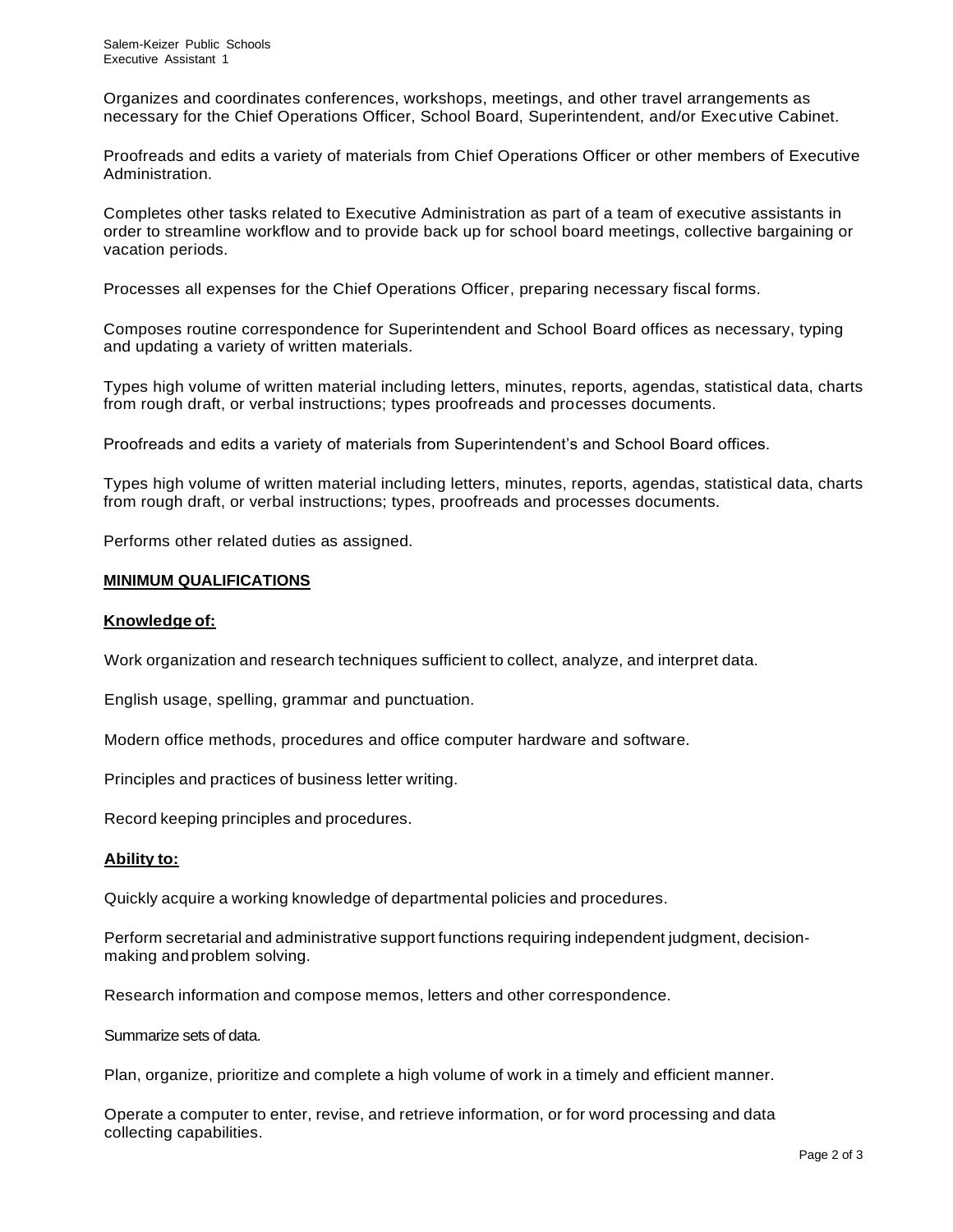Organizes and coordinates conferences, workshops, meetings, and other travel arrangements as necessary for the Chief Operations Officer, School Board, Superintendent, and/or Executive Cabinet.

Proofreads and edits a variety of materials from Chief Operations Officer or other members of Executive Administration.

Completes other tasks related to Executive Administration as part of a team of executive assistants in order to streamline workflow and to provide back up for school board meetings, collective bargaining or vacation periods.

Processes all expenses for the Chief Operations Officer, preparing necessary fiscal forms.

Composes routine correspondence for Superintendent and School Board offices as necessary, typing and updating a variety of written materials.

Types high volume of written material including letters, minutes, reports, agendas, statistical data, charts from rough draft, or verbal instructions; types proofreads and processes documents.

Proofreads and edits a variety of materials from Superintendent's and School Board offices.

Types high volume of written material including letters, minutes, reports, agendas, statistical data, charts from rough draft, or verbal instructions; types, proofreads and processes documents.

Performs other related duties as assigned.

## MINIMUM QUALIFICATIONS

### Knowledge of:

Work organization and research techniques sufficient to collect, analyze, and interpret data.

English usage, spelling, grammar and punctuation.

Modern office methods, procedures and office computer hardware and software.

Principles and practices of business letter writing.

Record keeping principles and procedures.

### Ability to:

Quickly acquire a working knowledge of departmental policies and procedures.

Perform secretarial and administrative support functions requiring independent judgment, decision-making and problem solving.

Research information and compose memos, letters and other correspondence.

Summarize sets of data.

Plan, organize, prioritize and complete a high volume of work in a timely and efficient manner.

Operate a computer to enter, revise, and retrieve information, or for word processing and data collecting capabilities.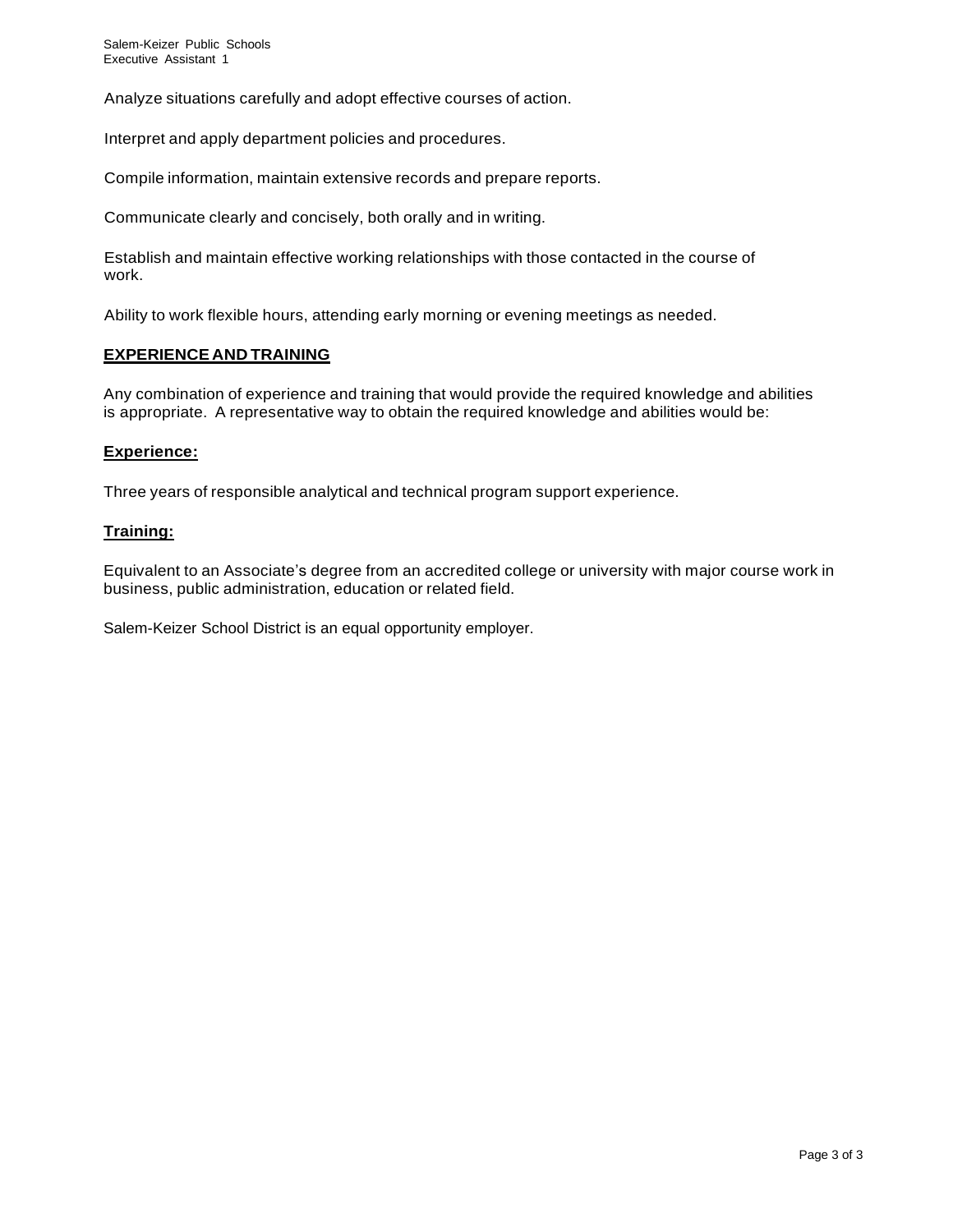Analyze situations carefully and adopt effective courses of action.

Interpret and apply department policies and procedures.

Compile information, maintain extensive records and prepare reports.

Communicate clearly and concisely, both orally and in writing.

Establish and maintain effective working relationships with those contacted in the course of work.

Ability to work flexible hours, attending early morning or evening meetings as needed.

## EXPERIENCE AND TRAINING

Any combination of experience and training that would provide the required knowledge and abilities is appropriate. A representative way to obtain the required knowledge and abilities would be:

### Experience:

Three years of responsible analytical and technical program support experience.

### Training:

Equivalent to an Associate's degree from an accredited college or university with major course work in business, public administration, education or related field.

Salem-Keizer School District is an equal opportunity employer.